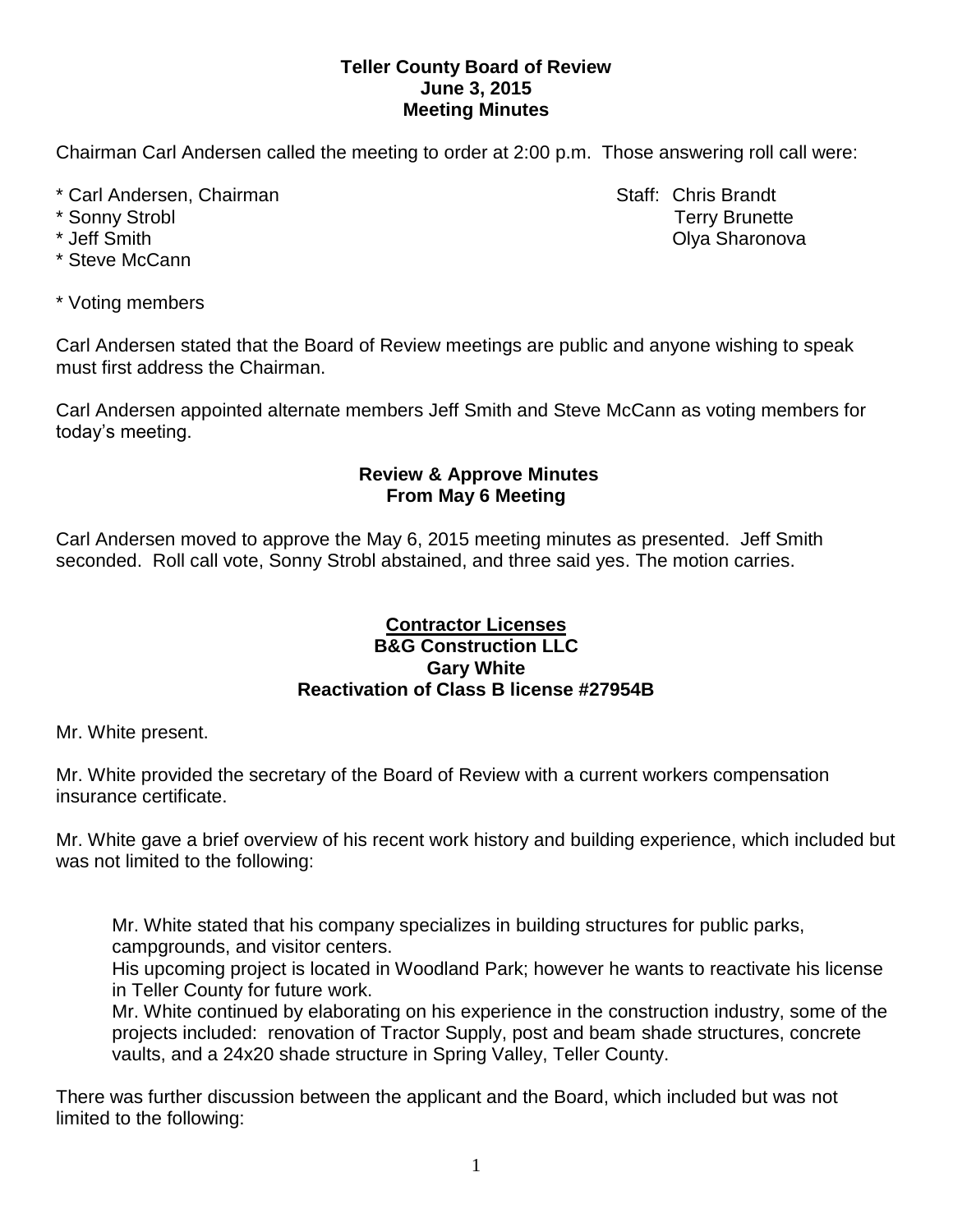**Teller County Board of Review**
**June 3, 2015**
**Meeting Minutes**

Chairman Carl Andersen called the meeting to order at 2:00 p.m. Those answering roll call were:

* Carl Andersen, Chairman
* Sonny Strobl
* Jeff Smith
* Steve McCann

Staff: Chris Brandt
Terry Brunette
Olya Sharonova

* Voting members

Carl Andersen stated that the Board of Review meetings are public and anyone wishing to speak must first address the Chairman.

Carl Andersen appointed alternate members Jeff Smith and Steve McCann as voting members for today's meeting.

## Review & Approve Minutes From May 6 Meeting

Carl Andersen moved to approve the May 6, 2015 meeting minutes as presented. Jeff Smith seconded. Roll call vote, Sonny Strobl abstained, and three said yes. The motion carries.

## Contractor Licenses
### B&G Construction LLC
### Gary White
### Reactivation of Class B license #27954B

Mr. White present.

Mr. White provided the secretary of the Board of Review with a current workers compensation insurance certificate.

Mr. White gave a brief overview of his recent work history and building experience, which included but was not limited to the following:

> Mr. White stated that his company specializes in building structures for public parks, campgrounds, and visitor centers.
> His upcoming project is located in Woodland Park; however he wants to reactivate his license in Teller County for future work.
> Mr. White continued by elaborating on his experience in the construction industry, some of the projects included: renovation of Tractor Supply, post and beam shade structures, concrete vaults, and a 24x20 shade structure in Spring Valley, Teller County.

There was further discussion between the applicant and the Board, which included but was not limited to the following: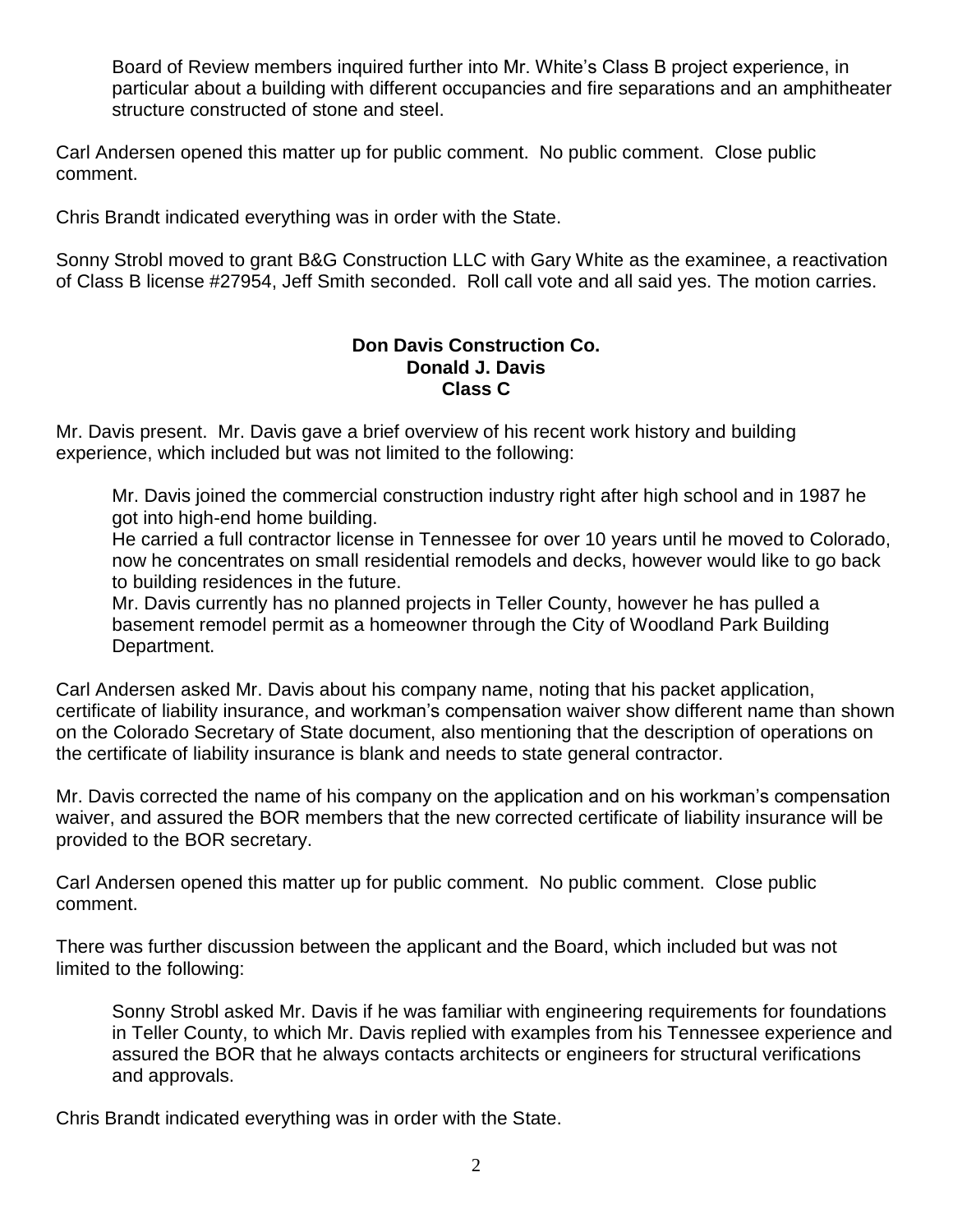Board of Review members inquired further into Mr. White's Class B project experience, in particular about a building with different occupancies and fire separations and an amphitheater structure constructed of stone and steel.

Carl Andersen opened this matter up for public comment. No public comment. Close public comment.

Chris Brandt indicated everything was in order with the State.

Sonny Strobl moved to grant B&G Construction LLC with Gary White as the examinee, a reactivation of Class B license #27954, Jeff Smith seconded. Roll call vote and all said yes. The motion carries.

**Don Davis Construction Co.**
**Donald J. Davis**
**Class C**

Mr. Davis present. Mr. Davis gave a brief overview of his recent work history and building experience, which included but was not limited to the following:

> Mr. Davis joined the commercial construction industry right after high school and in 1987 he got into high-end home building.
> He carried a full contractor license in Tennessee for over 10 years until he moved to Colorado, now he concentrates on small residential remodels and decks, however would like to go back to building residences in the future.
> Mr. Davis currently has no planned projects in Teller County, however he has pulled a basement remodel permit as a homeowner through the City of Woodland Park Building Department.

Carl Andersen asked Mr. Davis about his company name, noting that his packet application, certificate of liability insurance, and workman's compensation waiver show different name than shown on the Colorado Secretary of State document, also mentioning that the description of operations on the certificate of liability insurance is blank and needs to state general contractor.

Mr. Davis corrected the name of his company on the application and on his workman's compensation waiver, and assured the BOR members that the new corrected certificate of liability insurance will be provided to the BOR secretary.

Carl Andersen opened this matter up for public comment. No public comment. Close public comment.

There was further discussion between the applicant and the Board, which included but was not limited to the following:

> Sonny Strobl asked Mr. Davis if he was familiar with engineering requirements for foundations in Teller County, to which Mr. Davis replied with examples from his Tennessee experience and assured the BOR that he always contacts architects or engineers for structural verifications and approvals.

Chris Brandt indicated everything was in order with the State.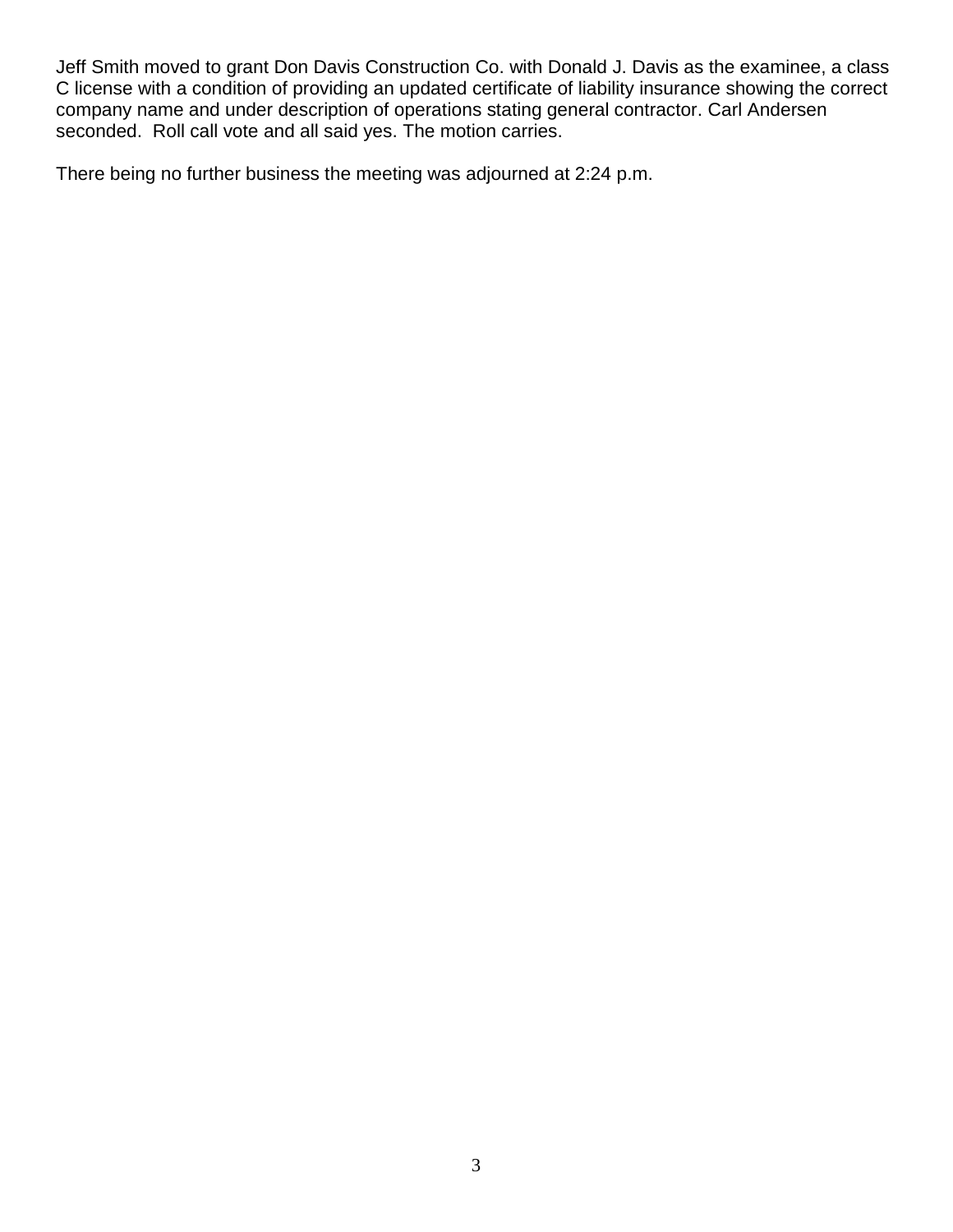Jeff Smith moved to grant Don Davis Construction Co. with Donald J. Davis as the examinee, a class C license with a condition of providing an updated certificate of liability insurance showing the correct company name and under description of operations stating general contractor. Carl Andersen seconded. Roll call vote and all said yes. The motion carries.

There being no further business the meeting was adjourned at 2:24 p.m.